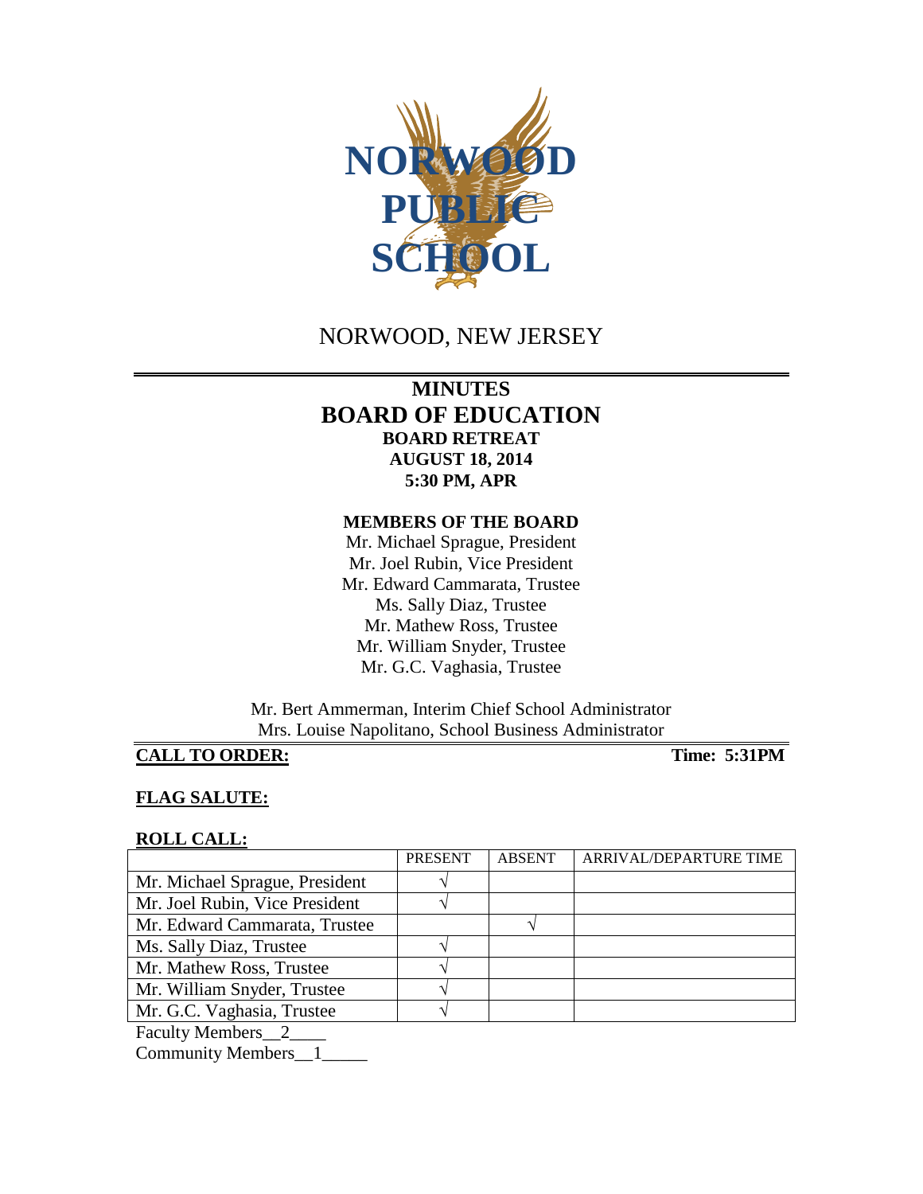NORWOOD PUBLIC SCHOOL

NORWOOD, NEW JERSEY

# MINUTES
# BOARD OF EDUCATION
## BOARD RETREAT
## AUGUST 18, 2014
## 5:30 PM, APR

**MEMBERS OF THE BOARD**

Mr. Michael Sprague, President
Mr. Joel Rubin, Vice President
Mr. Edward Cammarata, Trustee
Ms. Sally Diaz, Trustee
Mr. Mathew Ross, Trustee
Mr. William Snyder, Trustee
Mr. G.C. Vaghasia, Trustee

Mr. Bert Ammerman, Interim Chief School Administrator
Mrs. Louise Napolitano, School Business Administrator

**CALL TO ORDER:** **Time: 5:31PM**

**FLAG SALUTE:**

**ROLL CALL:**

| | PRESENT | ABSENT | ARRIVAL/DEPARTURE TIME |
|---|---|---|---|
| Mr. Michael Sprague, President | √ | | |
| Mr. Joel Rubin, Vice President | √ | | |
| Mr. Edward Cammarata, Trustee | | √ | |
| Ms. Sally Diaz, Trustee | √ | | |
| Mr. Mathew Ross, Trustee | √ | | |
| Mr. William Snyder, Trustee | √ | | |
| Mr. G.C. Vaghasia, Trustee | √ | | |

Faculty Members__2____
Community Members__1_____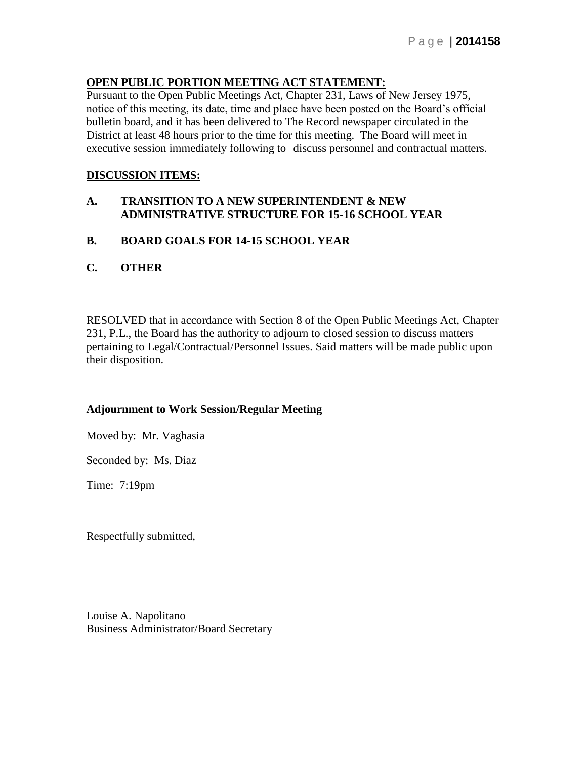**<u>OPEN PUBLIC PORTION MEETING ACT STATEMENT:</u>**

Pursuant to the Open Public Meetings Act, Chapter 231, Laws of New Jersey 1975, notice of this meeting, its date, time and place have been posted on the Board's official bulletin board, and it has been delivered to The Record newspaper circulated in the District at least 48 hours prior to the time for this meeting. The Board will meet in executive session immediately following to discuss personnel and contractual matters.

**<u>DISCUSSION ITEMS:</u>**

**A. TRANSITION TO A NEW SUPERINTENDENT & NEW ADMINISTRATIVE STRUCTURE FOR 15-16 SCHOOL YEAR**

**B. BOARD GOALS FOR 14-15 SCHOOL YEAR**

**C. OTHER**

RESOLVED that in accordance with Section 8 of the Open Public Meetings Act, Chapter 231, P.L., the Board has the authority to adjourn to closed session to discuss matters pertaining to Legal/Contractual/Personnel Issues. Said matters will be made public upon their disposition.

**Adjournment to Work Session/Regular Meeting**

Moved by: Mr. Vaghasia

Seconded by: Ms. Diaz

Time: 7:19pm

Respectfully submitted,

Louise A. Napolitano
Business Administrator/Board Secretary